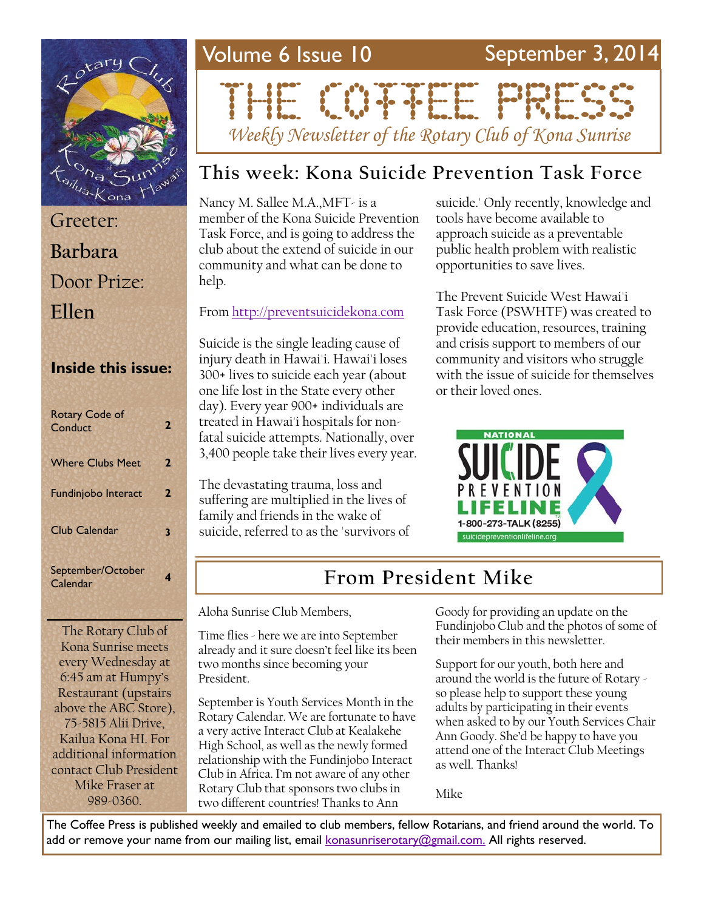# THE COFFEE PRESS

Volume 6 Issue 10 — September 3, 2014

*Weekly Newsletter of the Rotary Club of Kona Sunrise*

Greeter: **Barbara**

Door Prize: **Ellen**

### Inside this issue:

| | |
|---|---|
| Rotary Code of Conduct | 2 |
| Where Clubs Meet | 2 |
| Fundinjobo Interact | 2 |
| Club Calendar | 3 |
| September/October Calendar | 4 |

The Rotary Club of Kona Sunrise meets every Wednesday at 6:45 am at Humpy's Restaurant (upstairs above the ABC Store), 75-5815 Alii Drive, Kailua Kona HI. For additional information contact Club President Mike Fraser at 989-0360.

## This week: Kona Suicide Prevention Task Force

Nancy M. Sallee M.A.,MFT- is a member of the Kona Suicide Prevention Task Force, and is going to address the club about the extend of suicide in our community and what can be done to help.

From http://preventsuicidekona.com

Suicide is the single leading cause of injury death in Hawai'i. Hawai'i loses 300+ lives to suicide each year (about one life lost in the State every other day). Every year 900+ individuals are treated in Hawai'i hospitals for non-fatal suicide attempts. Nationally, over 3,400 people take their lives every year.

The devastating trauma, loss and suffering are multiplied in the lives of family and friends in the wake of suicide, referred to as the 'survivors of suicide.' Only recently, knowledge and tools have become available to approach suicide as a preventable public health problem with realistic opportunities to save lives.

The Prevent Suicide West Hawai'i Task Force (PSWHTF) was created to provide education, resources, training and crisis support to members of our community and visitors who struggle with the issue of suicide for themselves or their loved ones.

NATIONAL SUICIDE PREVENTION LIFELINE 1-800-273-TALK (8255) suicidepreventionlifeline.org

## From President Mike

Aloha Sunrise Club Members,

Time flies - here we are into September already and it sure doesn't feel like its been two months since becoming your President.

September is Youth Services Month in the Rotary Calendar. We are fortunate to have a very active Interact Club at Kealakehe High School, as well as the newly formed relationship with the Fundinjobo Interact Club in Africa. I'm not aware of any other Rotary Club that sponsors two clubs in two different countries! Thanks to Ann Goody for providing an update on the Fundinjobo Club and the photos of some of their members in this newsletter.

Support for our youth, both here and around the world is the future of Rotary - so please help to support these young adults by participating in their events when asked to by our Youth Services Chair Ann Goody. She'd be happy to have you attend one of the Interact Club Meetings as well. Thanks!

Mike

The Coffee Press is published weekly and emailed to club members, fellow Rotarians, and friend around the world. To add or remove your name from our mailing list, email konasunriserotary@gmail.com. All rights reserved.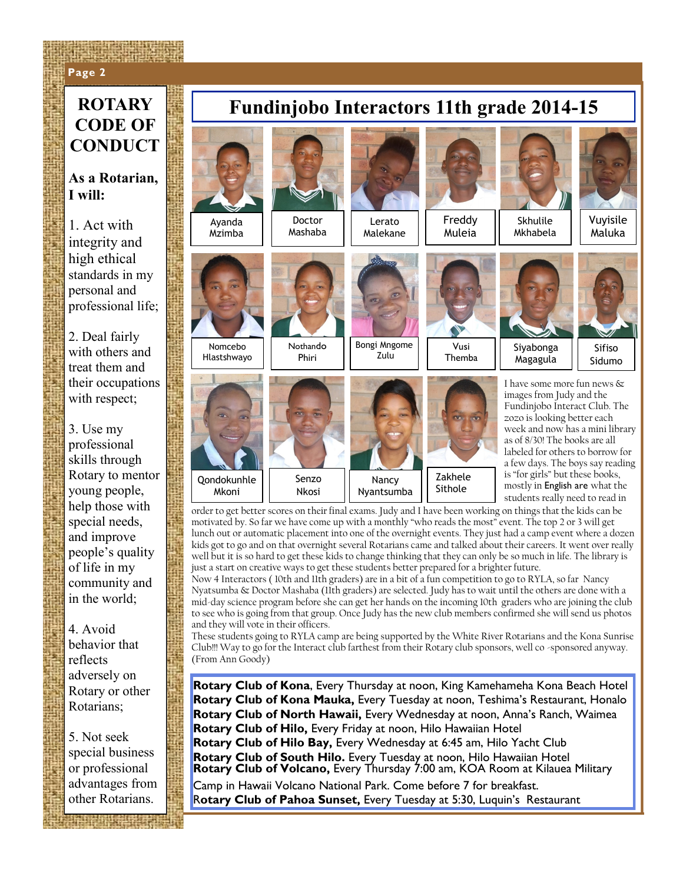## ROTARY CODE OF CONDUCT

**As a Rotarian, I will:**

1. Act with integrity and high ethical standards in my personal and professional life;

2. Deal fairly with others and treat them and their occupations with respect;

3. Use my professional skills through Rotary to mentor young people, help those with special needs, and improve people's quality of life in my community and in the world;

4. Avoid behavior that reflects adversely on Rotary or other Rotarians;

5. Not seek special business or professional advantages from other Rotarians.

# Fundinjobo Interactors 11th grade 2014-15

Ayanda Mzimba, Doctor Mashaba, Lerato Malekane, Freddy Muleia, Skhulile Mkhabela, Vuyisile Maluka

Nomcebo Hlastshwayo, Nothando Phiri, Bongi Mngome Zulu, Vusi Themba, Siyabonga Magagula, Sifiso Sidumo

Qondokunhle Mkoni, Senzo Nkosi, Nancy Nyantsumba, Zakhele Sithole

I have some more fun news & images from Judy and the Fundinjobo Interact Club. The zozo is looking better each week and now has a mini library as of 8/30! The books are all labeled for others to borrow for a few days. The boys say reading is "for girls" but these books, mostly in English are what the students really need to read in order to get better scores on their final exams. Judy and I have been working on things that the kids can be motivated by. So far we have come up with a monthly "who reads the most" event. The top 2 or 3 will get lunch out or automatic placement into one of the overnight events. They just had a camp event where a dozen kids got to go and on that overnight several Rotarians came and talked about their careers. It went over really well but it is so hard to get these kids to change thinking that they can only be so much in life. The library is just a start on creative ways to get these students better prepared for a brighter future.

Now 4 Interactors ( 10th and 11th graders) are in a bit of a fun competition to go to RYLA, so far Nancy Nyatsumba & Doctor Mashaba (11th graders) are selected. Judy has to wait until the others are done with a mid-day science program before she can get her hands on the incoming 10th graders who are joining the club to see who is going from that group. Once Judy has the new club members confirmed she will send us photos and they will vote in their officers.

These students going to RYLA camp are being supported by the White River Rotarians and the Kona Sunrise Club!!! Way to go for the Interact club farthest from their Rotary club sponsors, well co -sponsored anyway. (From Ann Goody)

**Rotary Club of Kona**, Every Thursday at noon, King Kamehameha Kona Beach Hotel
**Rotary Club of Kona Mauka,** Every Tuesday at noon, Teshima's Restaurant, Honalo
**Rotary Club of North Hawaii,** Every Wednesday at noon, Anna's Ranch, Waimea
**Rotary Club of Hilo,** Every Friday at noon, Hilo Hawaiian Hotel
**Rotary Club of Hilo Bay,** Every Wednesday at 6:45 am, Hilo Yacht Club
**Rotary Club of South Hilo.** Every Tuesday at noon, Hilo Hawaiian Hotel
**Rotary Club of Volcano,** Every Thursday 7:00 am, KOA Room at Kilauea Military Camp in Hawaii Volcano National Park. Come before 7 for breakfast.
**Rotary Club of Pahoa Sunset,** Every Tuesday at 5:30, Luquin's Restaurant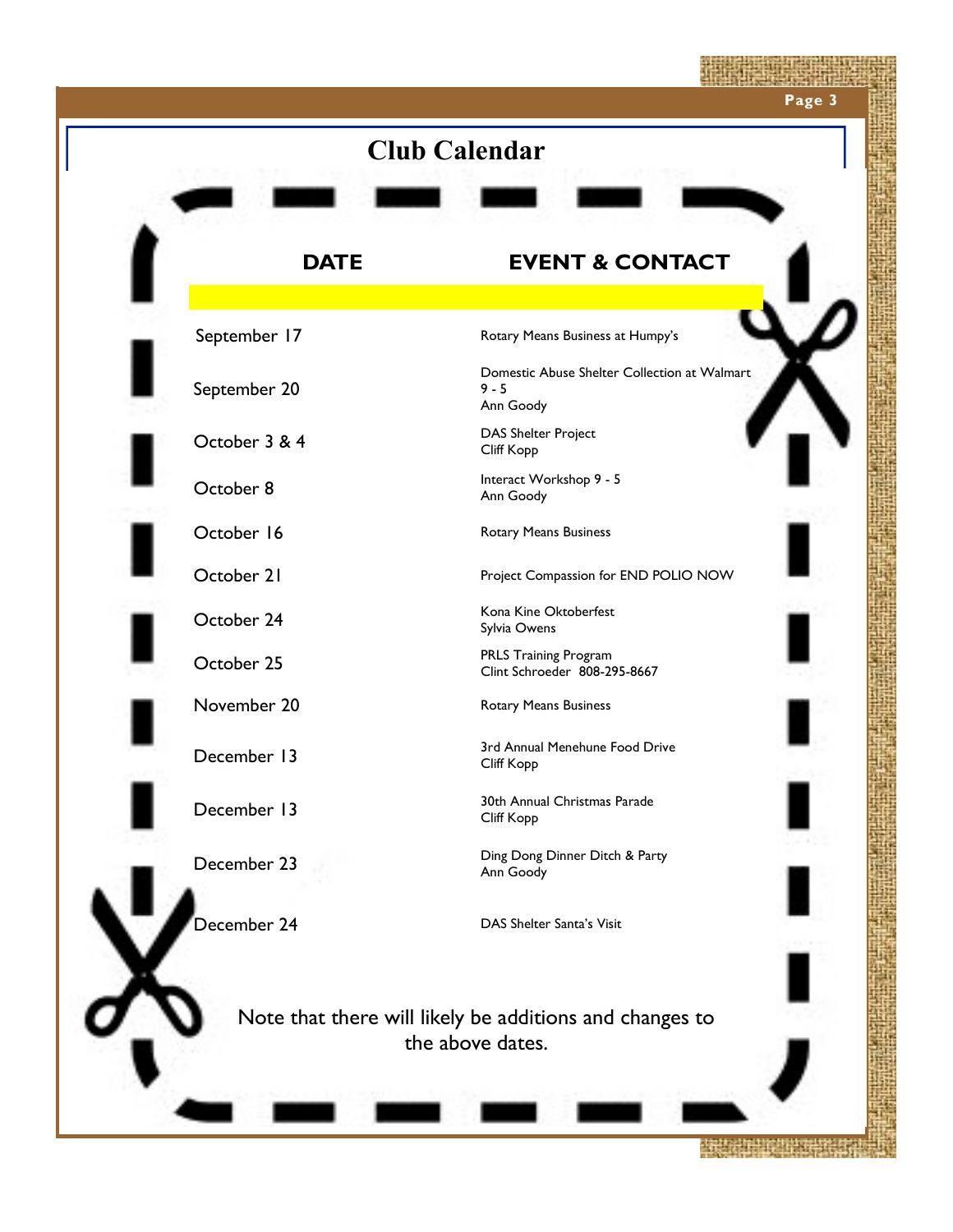# Club Calendar

| DATE | EVENT & CONTACT |
|---|---|
| September 17 | Rotary Means Business at Humpy's |
| September 20 | Domestic Abuse Shelter Collection at Walmart<br>9 - 5<br>Ann Goody |
| October 3 & 4 | DAS Shelter Project<br>Cliff Kopp |
| October 8 | Interact Workshop 9 - 5<br>Ann Goody |
| October 16 | Rotary Means Business |
| October 21 | Project Compassion for END POLIO NOW |
| October 24 | Kona Kine Oktoberfest<br>Sylvia Owens |
| October 25 | PRLS Training Program<br>Clint Schroeder 808-295-8667 |
| November 20 | Rotary Means Business |
| December 13 | 3rd Annual Menehune Food Drive<br>Cliff Kopp |
| December 13 | 30th Annual Christmas Parade<br>Cliff Kopp |
| December 23 | Ding Dong Dinner Ditch & Party<br>Ann Goody |
| December 24 | DAS Shelter Santa's Visit |

Note that there will likely be additions and changes to the above dates.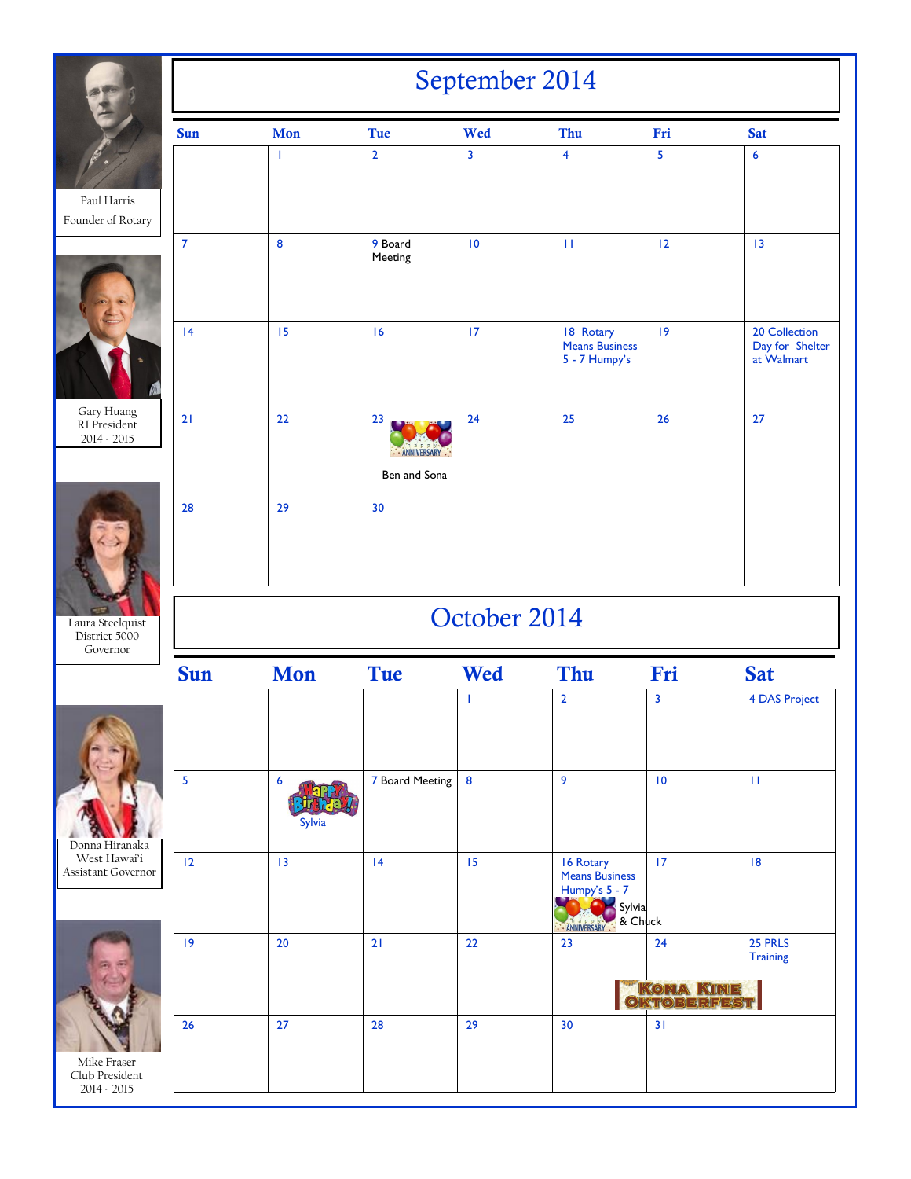Paul Harris
Founder of Rotary

Gary Huang
RI President
2014 - 2015

Laura Steelquist
District 5000
Governor

Donna Hiranaka
West Hawai'i
Assistant Governor

Mike Fraser
Club President
2014 - 2015

# September 2014

| Sun | Mon | Tue | Wed | Thu | Fri | Sat |
|---|---|---|---|---|---|---|
| | 1 | 2 | 3 | 4 | 5 | 6 |
| 7 | 8 | 9 Board Meeting | 10 | 11 | 12 | 13 |
| 14 | 15 | 16 | 17 | 18 Rotary Means Business 5 - 7 Humpy's | 19 | 20 Collection Day for Shelter at Walmart |
| 21 | 22 | 23 Happy Anniversary Ben and Sona | 24 | 25 | 26 | 27 |
| 28 | 29 | 30 | | | | |

# October 2014

| Sun | Mon | Tue | Wed | Thu | Fri | Sat |
|---|---|---|---|---|---|---|
| | | | 1 | 2 | 3 | 4 DAS Project |
| 5 | 6 Happy Birthday Sylvia | 7 Board Meeting | 8 | 9 | 10 | 11 |
| 12 | 13 | 14 | 15 | 16 Rotary Means Business Humpy's 5 - 7 Happy Anniversary Sylvia & Chuck | 17 | 18 |
| 19 | 20 | 21 | 22 | 23 Kona Kine Oktoberfest | 24 Kona Kine Oktoberfest | 25 PRLS Training |
| 26 | 27 | 28 | 29 | 30 | 31 | |